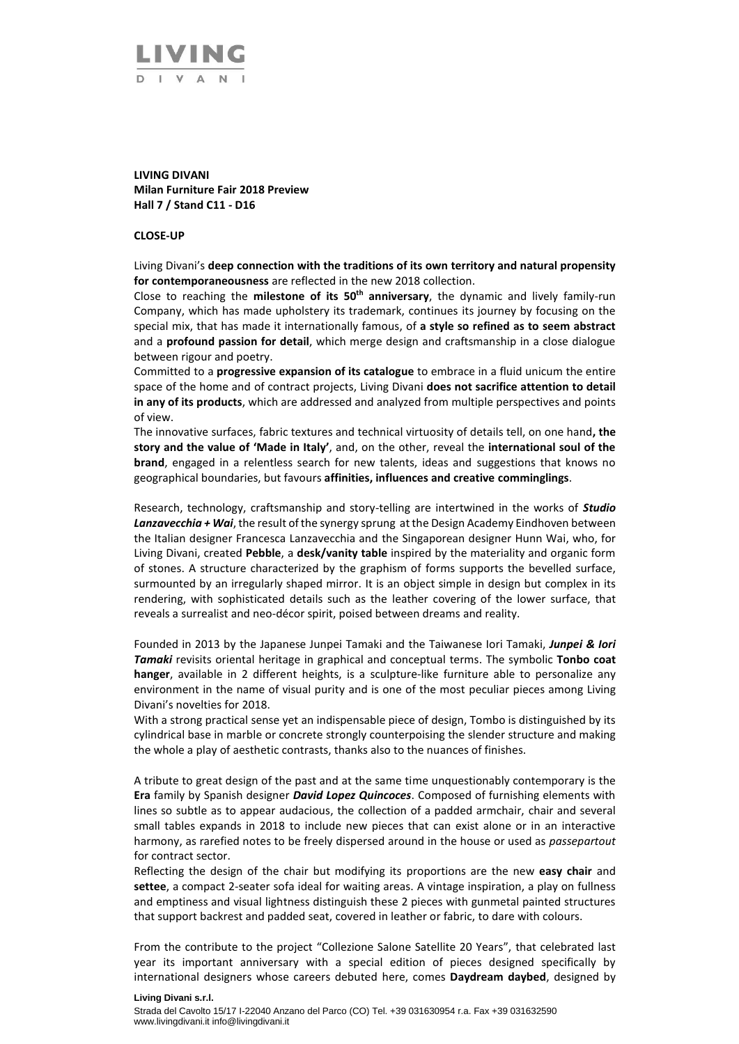**LIVING DIVANI**
**Milan Furniture Fair 2018 Preview**
**Hall 7 / Stand C11 - D16**

**CLOSE-UP**

Living Divani's **deep connection with the traditions of its own territory and natural propensity for contemporaneousness** are reflected in the new 2018 collection.

Close to reaching the **milestone of its 50th anniversary**, the dynamic and lively family-run Company, which has made upholstery its trademark, continues its journey by focusing on the special mix, that has made it internationally famous, of **a style so refined as to seem abstract** and a **profound passion for detail**, which merge design and craftsmanship in a close dialogue between rigour and poetry.

Committed to a **progressive expansion of its catalogue** to embrace in a fluid unicum the entire space of the home and of contract projects, Living Divani **does not sacrifice attention to detail in any of its products**, which are addressed and analyzed from multiple perspectives and points of view.

The innovative surfaces, fabric textures and technical virtuosity of details tell, on one hand**, the story and the value of 'Made in Italy'**, and, on the other, reveal the **international soul of the brand**, engaged in a relentless search for new talents, ideas and suggestions that knows no geographical boundaries, but favours **affinities, influences and creative comminglings**.

Research, technology, craftsmanship and story-telling are intertwined in the works of ***Studio Lanzavecchia + Wai***, the result of the synergy sprung at the Design Academy Eindhoven between the Italian designer Francesca Lanzavecchia and the Singaporean designer Hunn Wai, who, for Living Divani, created **Pebble**, a **desk/vanity table** inspired by the materiality and organic form of stones. A structure characterized by the graphism of forms supports the bevelled surface, surmounted by an irregularly shaped mirror. It is an object simple in design but complex in its rendering, with sophisticated details such as the leather covering of the lower surface, that reveals a surrealist and neo-décor spirit, poised between dreams and reality.

Founded in 2013 by the Japanese Junpei Tamaki and the Taiwanese Iori Tamaki, ***Junpei & Iori Tamaki*** revisits oriental heritage in graphical and conceptual terms. The symbolic **Tonbo coat hanger**, available in 2 different heights, is a sculpture-like furniture able to personalize any environment in the name of visual purity and is one of the most peculiar pieces among Living Divani's novelties for 2018.

With a strong practical sense yet an indispensable piece of design, Tombo is distinguished by its cylindrical base in marble or concrete strongly counterpoising the slender structure and making the whole a play of aesthetic contrasts, thanks also to the nuances of finishes.

A tribute to great design of the past and at the same time unquestionably contemporary is the **Era** family by Spanish designer ***David Lopez Quincoces***. Composed of furnishing elements with lines so subtle as to appear audacious, the collection of a padded armchair, chair and several small tables expands in 2018 to include new pieces that can exist alone or in an interactive harmony, as rarefied notes to be freely dispersed around in the house or used as *passepartout* for contract sector.

Reflecting the design of the chair but modifying its proportions are the new **easy chair** and **settee**, a compact 2-seater sofa ideal for waiting areas. A vintage inspiration, a play on fullness and emptiness and visual lightness distinguish these 2 pieces with gunmetal painted structures that support backrest and padded seat, covered in leather or fabric, to dare with colours.

From the contribute to the project "Collezione Salone Satellite 20 Years", that celebrated last year its important anniversary with a special edition of pieces designed specifically by international designers whose careers debuted here, comes **Daydream daybed**, designed by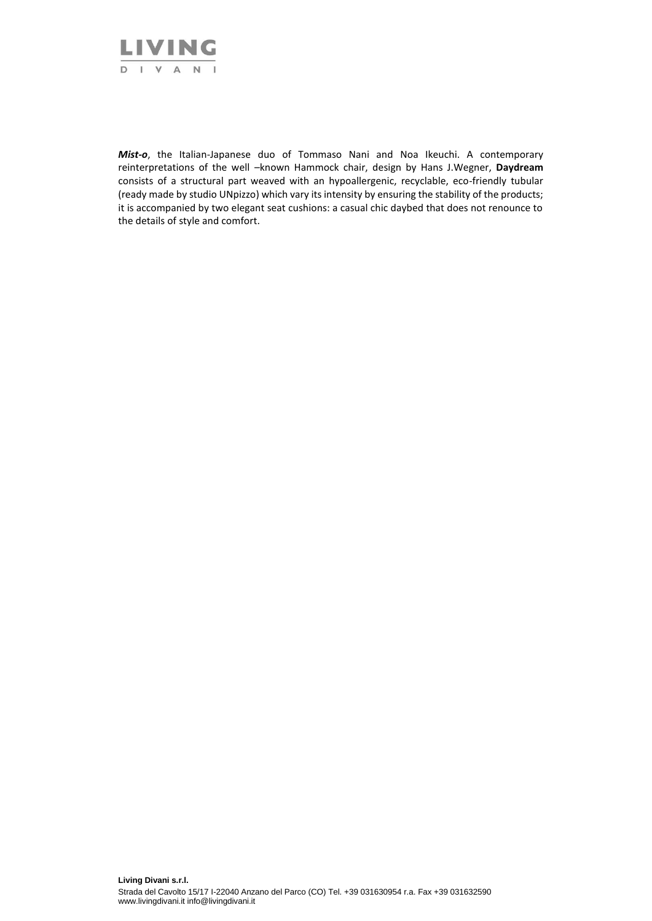***Mist-o***, the Italian-Japanese duo of Tommaso Nani and Noa Ikeuchi. A contemporary reinterpretations of the well –known Hammock chair, design by Hans J.Wegner, **Daydream** consists of a structural part weaved with an hypoallergenic, recyclable, eco-friendly tubular (ready made by studio UNpizzo) which vary its intensity by ensuring the stability of the products; it is accompanied by two elegant seat cushions: a casual chic daybed that does not renounce to the details of style and comfort.